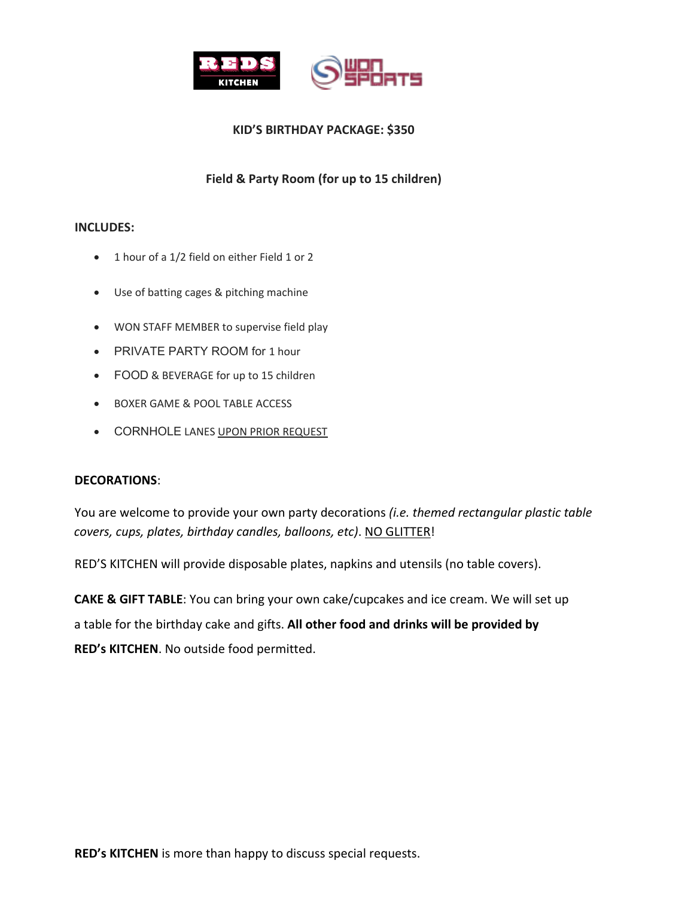# KID'S BIRTHDAY PACKAGE: $350

## Field & Party Room (for up to 15 children)

**INCLUDES:**

- 1 hour of a 1/2 field on either Field 1 or 2
- Use of batting cages & pitching machine
- WON STAFF MEMBER to supervise field play
- PRIVATE PARTY ROOM for 1 hour
- FOOD & BEVERAGE for up to 15 children
- BOXER GAME & POOL TABLE ACCESS
- CORNHOLE LANES UPON PRIOR REQUEST

**DECORATIONS**:

You are welcome to provide your own party decorations *(i.e. themed rectangular plastic table covers, cups, plates, birthday candles, balloons, etc)*. NO GLITTER!

RED'S KITCHEN will provide disposable plates, napkins and utensils (no table covers).

**CAKE & GIFT TABLE**: You can bring your own cake/cupcakes and ice cream. We will set up a table for the birthday cake and gifts. **All other food and drinks will be provided by RED's KITCHEN**. No outside food permitted.

**RED's KITCHEN** is more than happy to discuss special requests.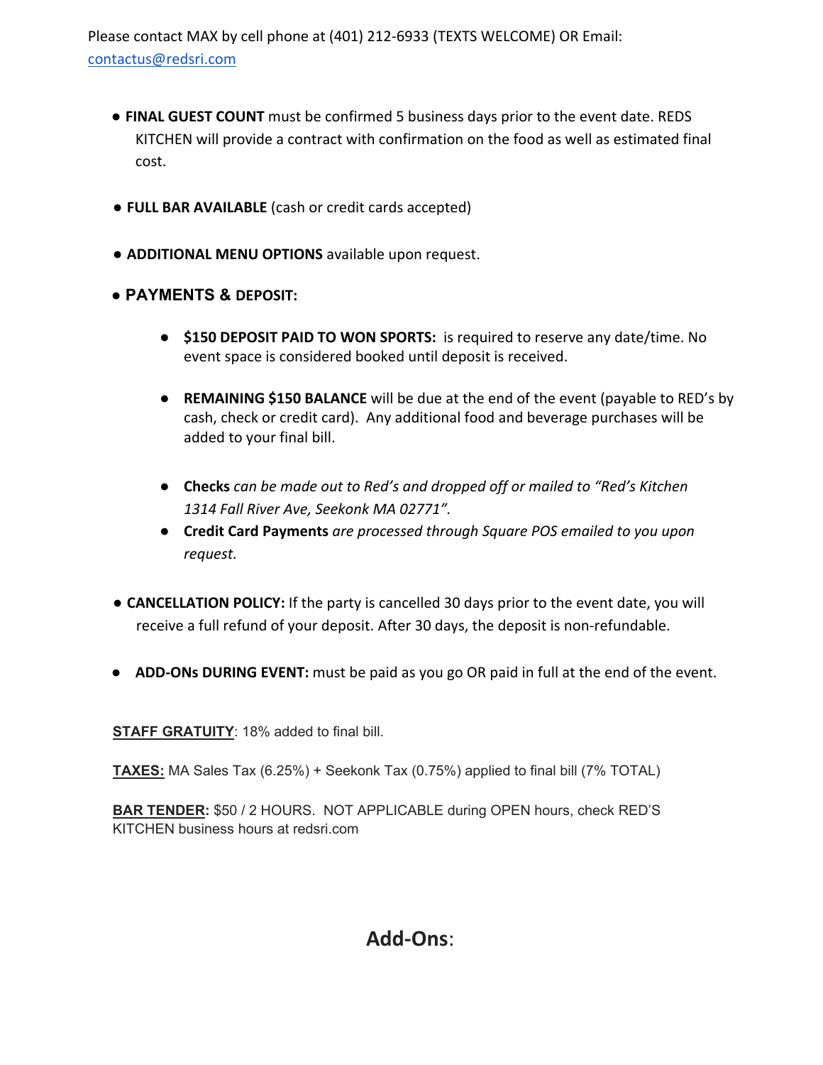Please contact MAX by cell phone at (401) 212-6933 (TEXTS WELCOME) OR Email: contactus@redsri.com

- **FINAL GUEST COUNT** must be confirmed 5 business days prior to the event date. REDS KITCHEN will provide a contract with confirmation on the food as well as estimated final cost.

- **FULL BAR AVAILABLE** (cash or credit cards accepted)

- **ADDITIONAL MENU OPTIONS** available upon request.

- **PAYMENTS & DEPOSIT:**

  - **$150 DEPOSIT PAID TO WON SPORTS:** is required to reserve any date/time. No event space is considered booked until deposit is received.

  - **REMAINING $150 BALANCE** will be due at the end of the event (payable to RED's by cash, check or credit card). Any additional food and beverage purchases will be added to your final bill.

  - **Checks** *can be made out to Red's and dropped off or mailed to "Red's Kitchen 1314 Fall River Ave, Seekonk MA 02771".*
  - **Credit Card Payments** *are processed through Square POS emailed to you upon request.*

- **CANCELLATION POLICY:** If the party is cancelled 30 days prior to the event date, you will receive a full refund of your deposit. After 30 days, the deposit is non-refundable.

- **ADD-ONs DURING EVENT:** must be paid as you go OR paid in full at the end of the event.

**STAFF GRATUITY**: 18% added to final bill.

**TAXES:** MA Sales Tax (6.25%) + Seekonk Tax (0.75%) applied to final bill (7% TOTAL)

**BAR TENDER:** $50 / 2 HOURS. NOT APPLICABLE during OPEN hours, check RED'S KITCHEN business hours at redsri.com

## Add-Ons: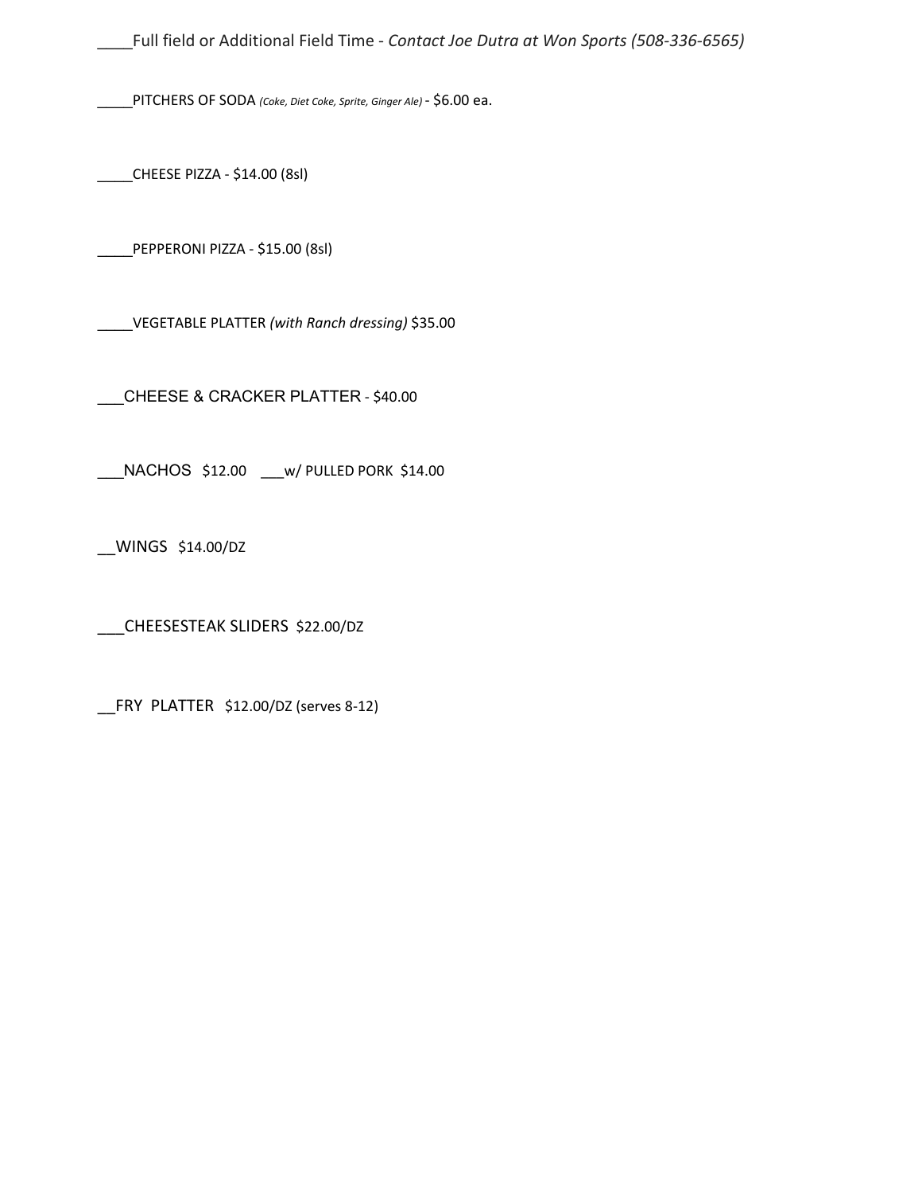____Full field or Additional Field Time - *Contact Joe Dutra at Won Sports (508-336-6565)*

_____PITCHERS OF SODA *(Coke, Diet Coke, Sprite, Ginger Ale)* - $6.00 ea.

_____CHEESE PIZZA - $14.00 (8sl)

_____PEPPERONI PIZZA - $15.00 (8sl)

_____VEGETABLE PLATTER *(with Ranch dressing)* $35.00

___CHEESE & CRACKER PLATTER - $40.00

___NACHOS $12.00 ___w/ PULLED PORK $14.00

__WINGS $14.00/DZ

___CHEESESTEAK SLIDERS $22.00/DZ

__FRY PLATTER $12.00/DZ (serves 8-12)